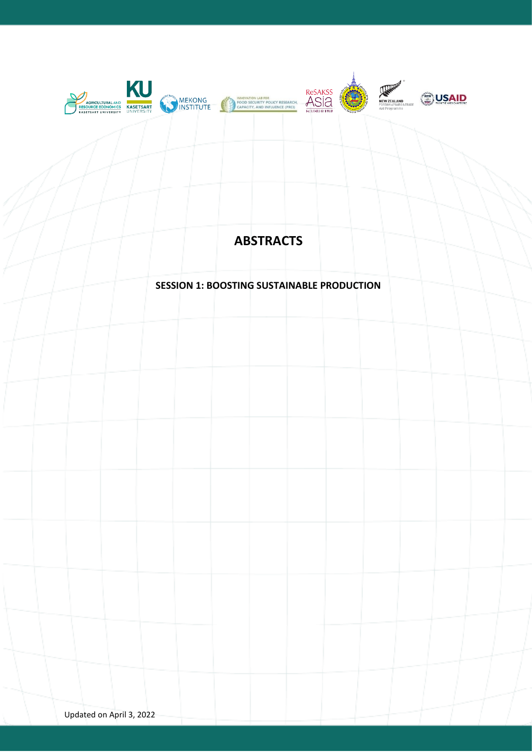# ABSTRACTS

## SESSION 1: BOOSTING SUSTAINABLE PRODUCTION

Updated on April 3, 2022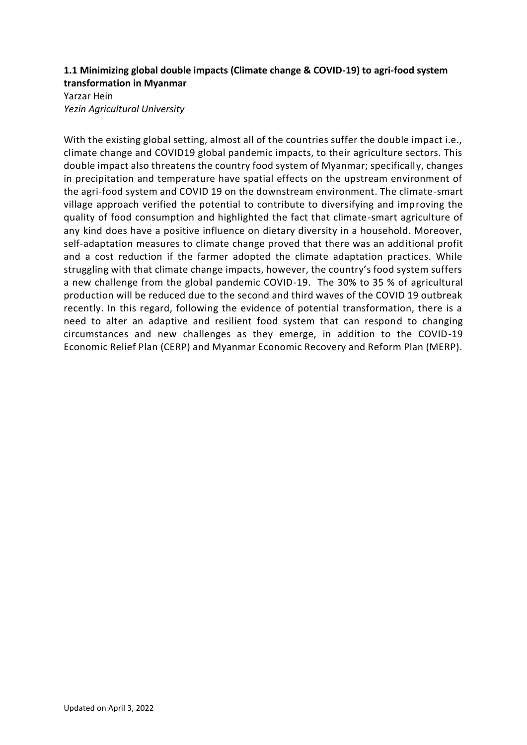**1.1 Minimizing global double impacts (Climate change & COVID-19) to agri-food system transformation in Myanmar**

Yarzar Hein

*Yezin Agricultural University*

With the existing global setting, almost all of the countries suffer the double impact i.e., climate change and COVID19 global pandemic impacts, to their agriculture sectors. This double impact also threatens the country food system of Myanmar; specifically, changes in precipitation and temperature have spatial effects on the upstream environment of the agri-food system and COVID 19 on the downstream environment. The climate-smart village approach verified the potential to contribute to diversifying and improving the quality of food consumption and highlighted the fact that climate-smart agriculture of any kind does have a positive influence on dietary diversity in a household. Moreover, self-adaptation measures to climate change proved that there was an additional profit and a cost reduction if the farmer adopted the climate adaptation practices. While struggling with that climate change impacts, however, the country's food system suffers a new challenge from the global pandemic COVID-19. The 30% to 35 % of agricultural production will be reduced due to the second and third waves of the COVID 19 outbreak recently. In this regard, following the evidence of potential transformation, there is a need to alter an adaptive and resilient food system that can respond to changing circumstances and new challenges as they emerge, in addition to the COVID-19 Economic Relief Plan (CERP) and Myanmar Economic Recovery and Reform Plan (MERP).

Updated on April 3, 2022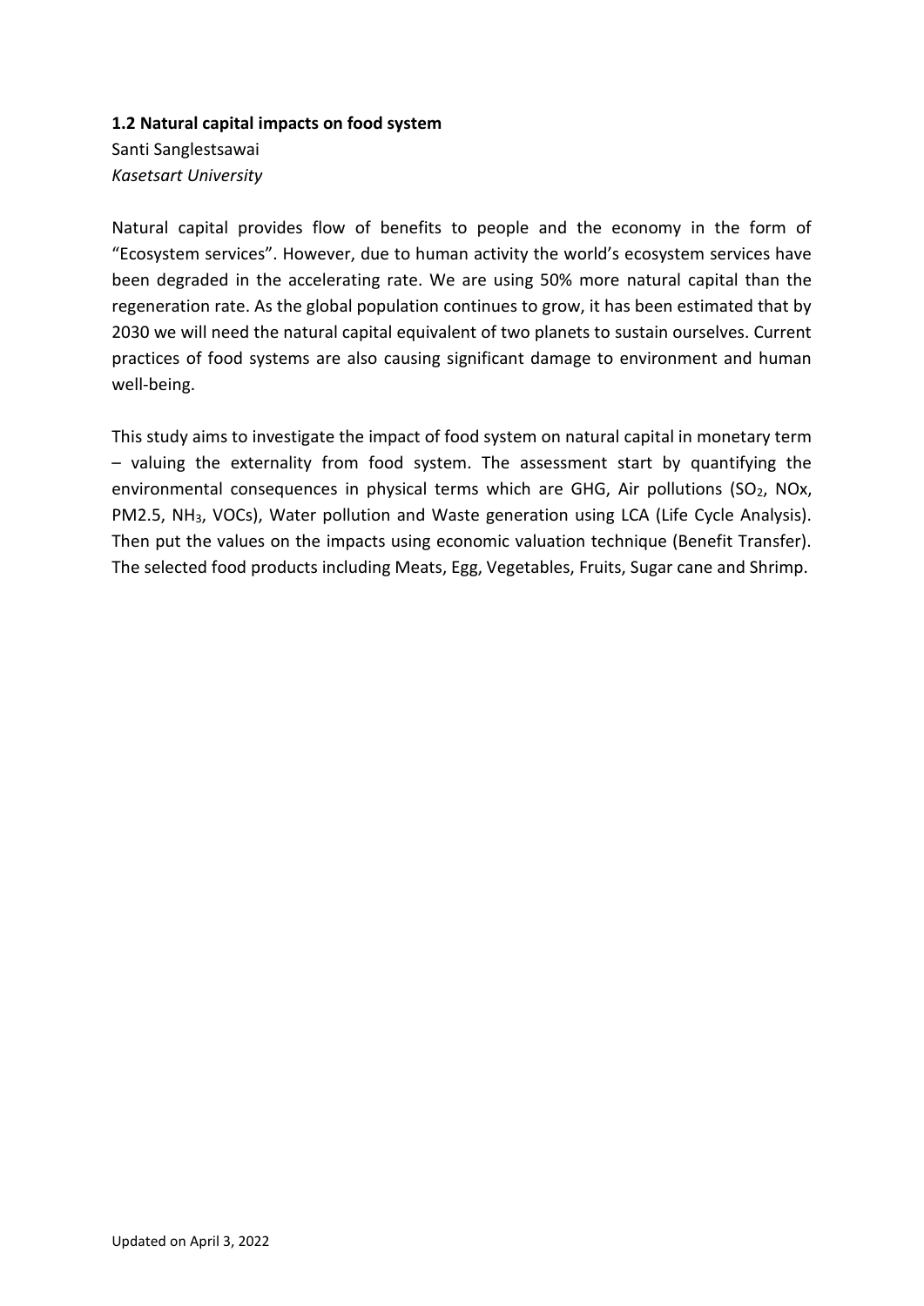**1.2 Natural capital impacts on food system**

Santi Sanglestsawai

*Kasetsart University*

Natural capital provides flow of benefits to people and the economy in the form of "Ecosystem services". However, due to human activity the world's ecosystem services have been degraded in the accelerating rate. We are using 50% more natural capital than the regeneration rate. As the global population continues to grow, it has been estimated that by 2030 we will need the natural capital equivalent of two planets to sustain ourselves. Current practices of food systems are also causing significant damage to environment and human well-being.

This study aims to investigate the impact of food system on natural capital in monetary term – valuing the externality from food system. The assessment start by quantifying the environmental consequences in physical terms which are GHG, Air pollutions ($SO_2$, NOx, PM2.5, $NH_3$, VOCs), Water pollution and Waste generation using LCA (Life Cycle Analysis). Then put the values on the impacts using economic valuation technique (Benefit Transfer). The selected food products including Meats, Egg, Vegetables, Fruits, Sugar cane and Shrimp.

Updated on April 3, 2022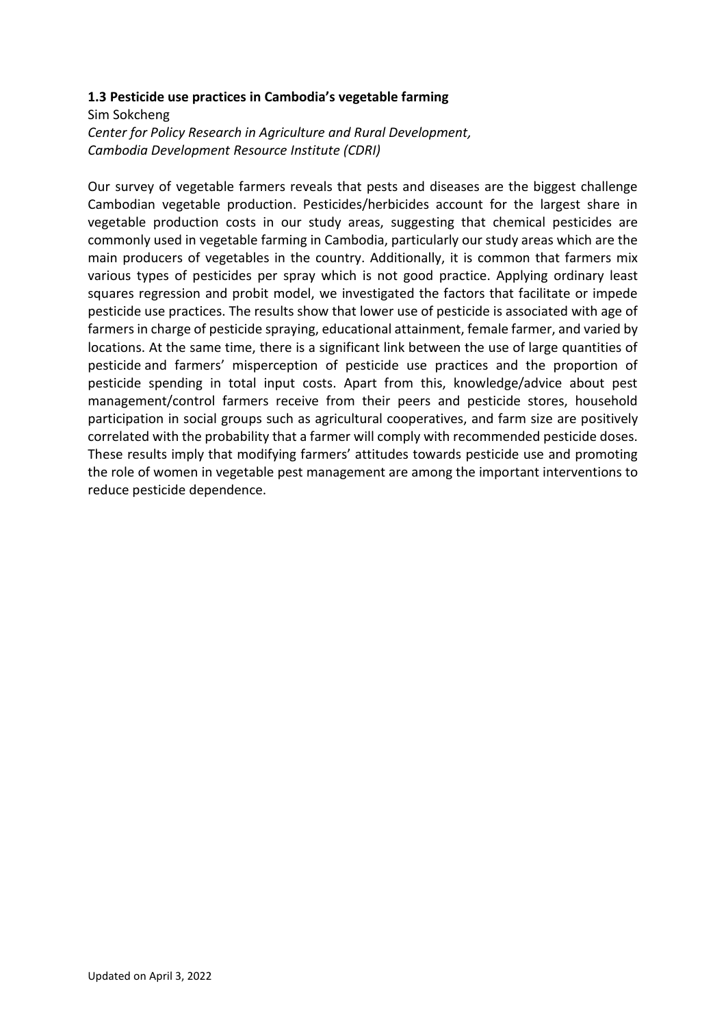### 1.3 Pesticide use practices in Cambodia's vegetable farming

Sim Sokcheng

*Center for Policy Research in Agriculture and Rural Development, Cambodia Development Resource Institute (CDRI)*

Our survey of vegetable farmers reveals that pests and diseases are the biggest challenge Cambodian vegetable production. Pesticides/herbicides account for the largest share in vegetable production costs in our study areas, suggesting that chemical pesticides are commonly used in vegetable farming in Cambodia, particularly our study areas which are the main producers of vegetables in the country. Additionally, it is common that farmers mix various types of pesticides per spray which is not good practice. Applying ordinary least squares regression and probit model, we investigated the factors that facilitate or impede pesticide use practices. The results show that lower use of pesticide is associated with age of farmers in charge of pesticide spraying, educational attainment, female farmer, and varied by locations. At the same time, there is a significant link between the use of large quantities of pesticide and farmers' misperception of pesticide use practices and the proportion of pesticide spending in total input costs. Apart from this, knowledge/advice about pest management/control farmers receive from their peers and pesticide stores, household participation in social groups such as agricultural cooperatives, and farm size are positively correlated with the probability that a farmer will comply with recommended pesticide doses. These results imply that modifying farmers' attitudes towards pesticide use and promoting the role of women in vegetable pest management are among the important interventions to reduce pesticide dependence.

Updated on April 3, 2022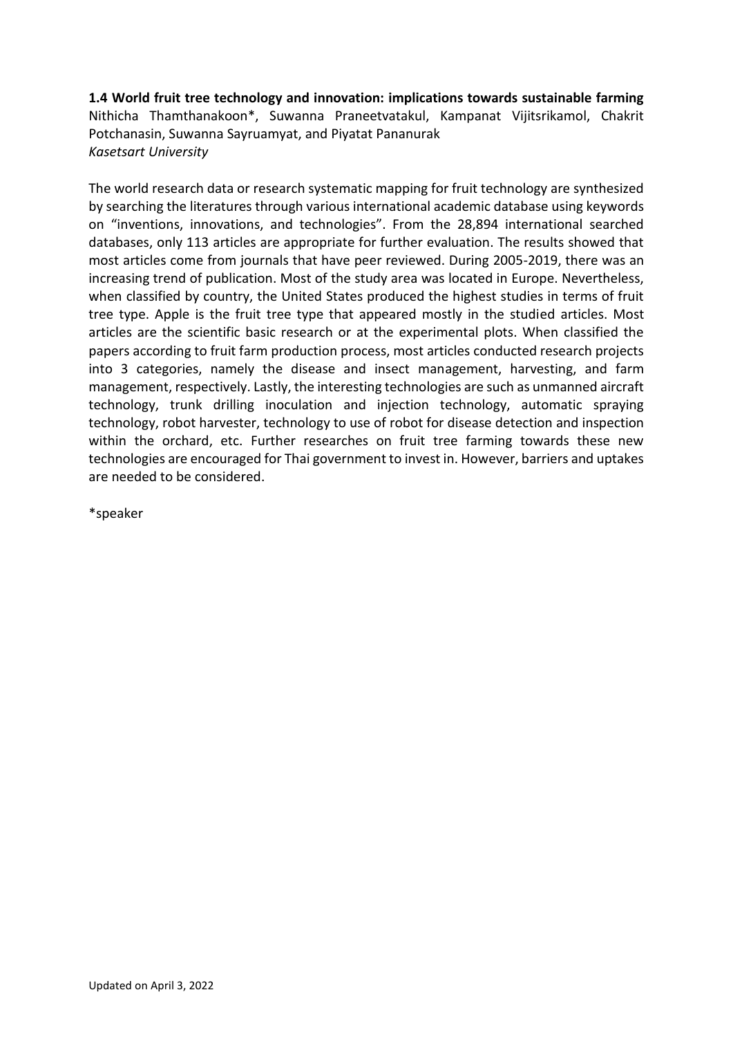**1.4 World fruit tree technology and innovation: implications towards sustainable farming**

Nithicha Thamthanakoon*, Suwanna Praneetvatakul, Kampanat Vijitsrikamol, Chakrit Potchanasin, Suwanna Sayruamyat, and Piyatat Pananurak

*Kasetsart University*

The world research data or research systematic mapping for fruit technology are synthesized by searching the literatures through various international academic database using keywords on "inventions, innovations, and technologies". From the 28,894 international searched databases, only 113 articles are appropriate for further evaluation. The results showed that most articles come from journals that have peer reviewed. During 2005-2019, there was an increasing trend of publication. Most of the study area was located in Europe. Nevertheless, when classified by country, the United States produced the highest studies in terms of fruit tree type. Apple is the fruit tree type that appeared mostly in the studied articles. Most articles are the scientific basic research or at the experimental plots. When classified the papers according to fruit farm production process, most articles conducted research projects into 3 categories, namely the disease and insect management, harvesting, and farm management, respectively. Lastly, the interesting technologies are such as unmanned aircraft technology, trunk drilling inoculation and injection technology, automatic spraying technology, robot harvester, technology to use of robot for disease detection and inspection within the orchard, etc. Further researches on fruit tree farming towards these new technologies are encouraged for Thai government to invest in. However, barriers and uptakes are needed to be considered.

*speaker

Updated on April 3, 2022